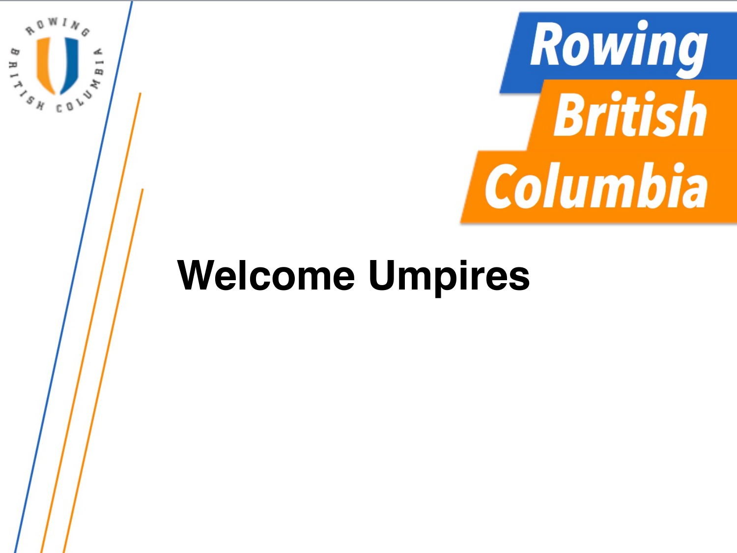# Rowing British Columbia

## Welcome Umpires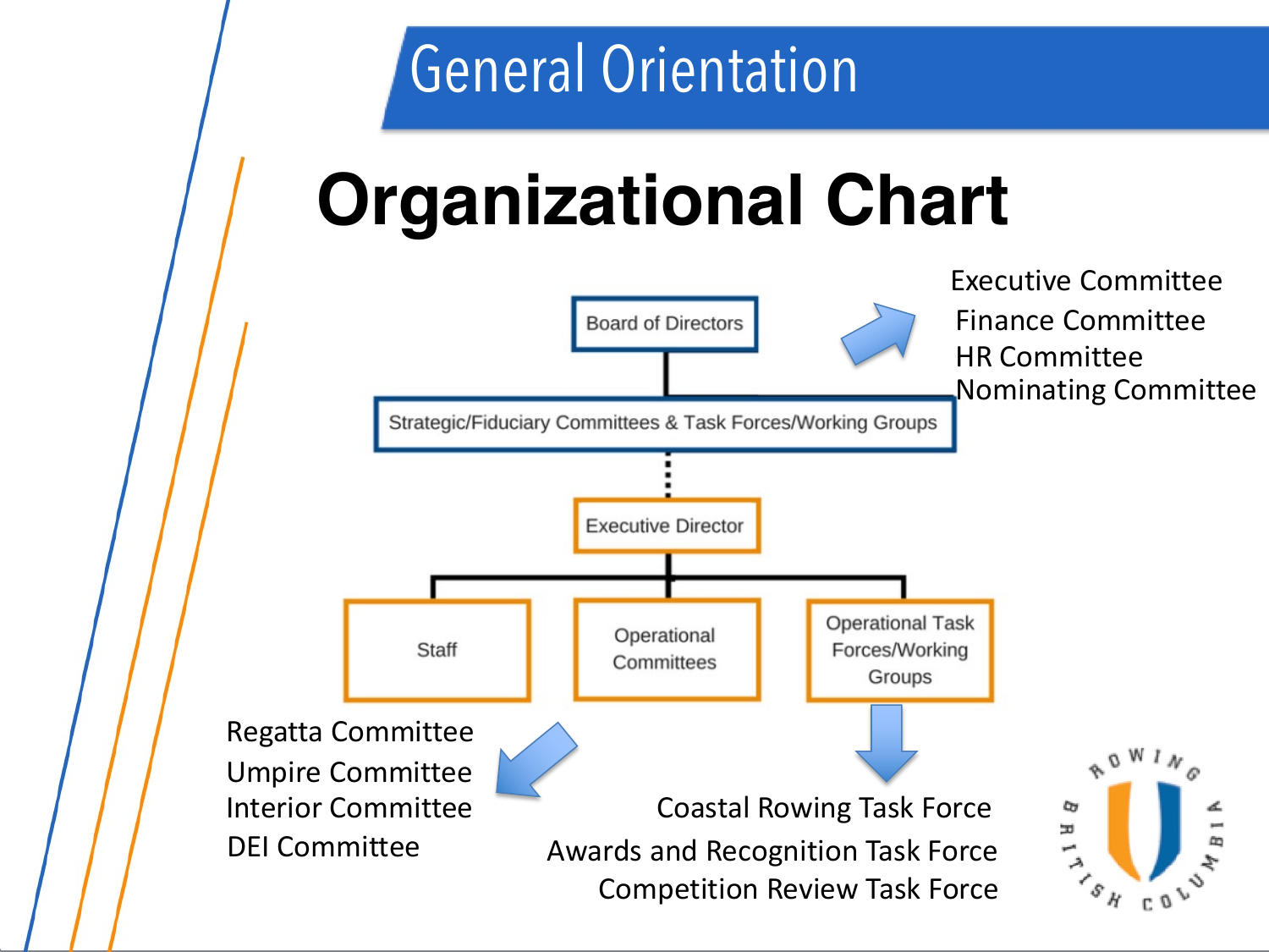# General Orientation

## Organizational Chart

- Board of Directors
  - Strategic/Fiduciary Committees & Task Forces/Working Groups
    - Executive Committee
    - Finance Committee
    - HR Committee
    - Nominating Committee
  - Executive Director
    - Staff
    - Operational Committees
      - Regatta Committee
      - Umpire Committee
      - Interior Committee
      - DEI Committee
    - Operational Task Forces/Working Groups
      - Coastal Rowing Task Force
      - Awards and Recognition Task Force
      - Competition Review Task Force

ROWING BRITISH COLUMBIA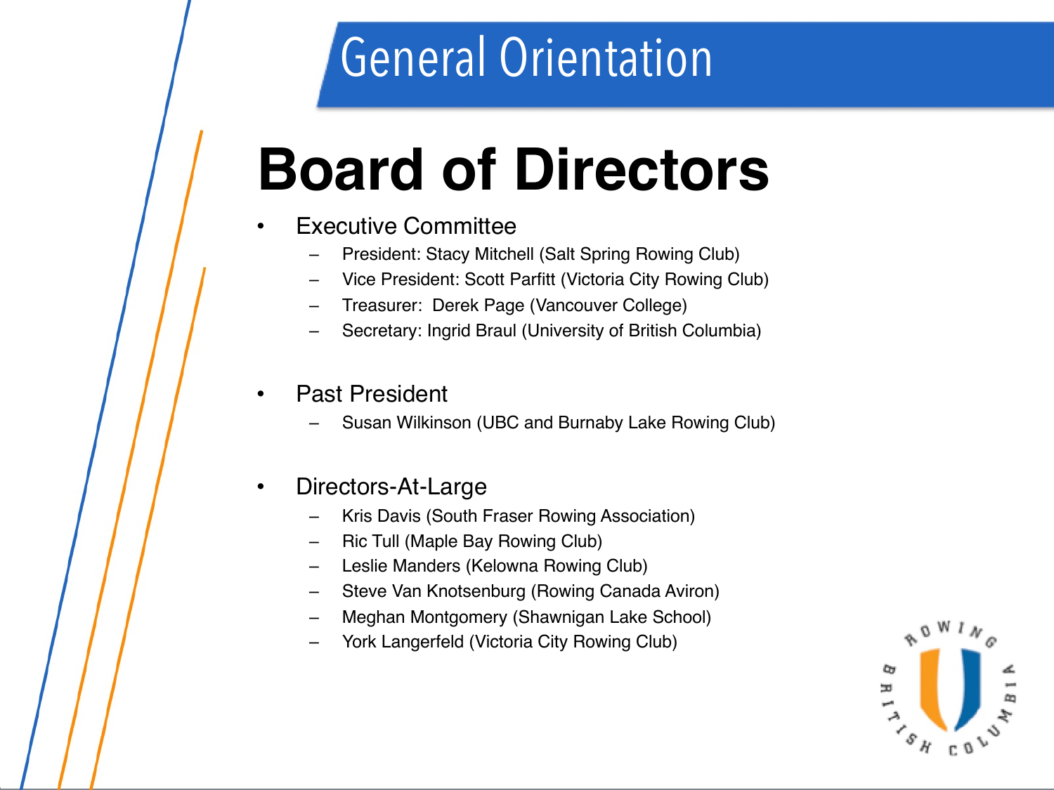# General Orientation

## Board of Directors

- Executive Committee
  - President: Stacy Mitchell (Salt Spring Rowing Club)
  - Vice President: Scott Parfitt (Victoria City Rowing Club)
  - Treasurer: Derek Page (Vancouver College)
  - Secretary: Ingrid Braul (University of British Columbia)

- Past President
  - Susan Wilkinson (UBC and Burnaby Lake Rowing Club)

- Directors-At-Large
  - Kris Davis (South Fraser Rowing Association)
  - Ric Tull (Maple Bay Rowing Club)
  - Leslie Manders (Kelowna Rowing Club)
  - Steve Van Knotsenburg (Rowing Canada Aviron)
  - Meghan Montgomery (Shawnigan Lake School)
  - York Langerfeld (Victoria City Rowing Club)

ROWING BRITISH COLUMBIA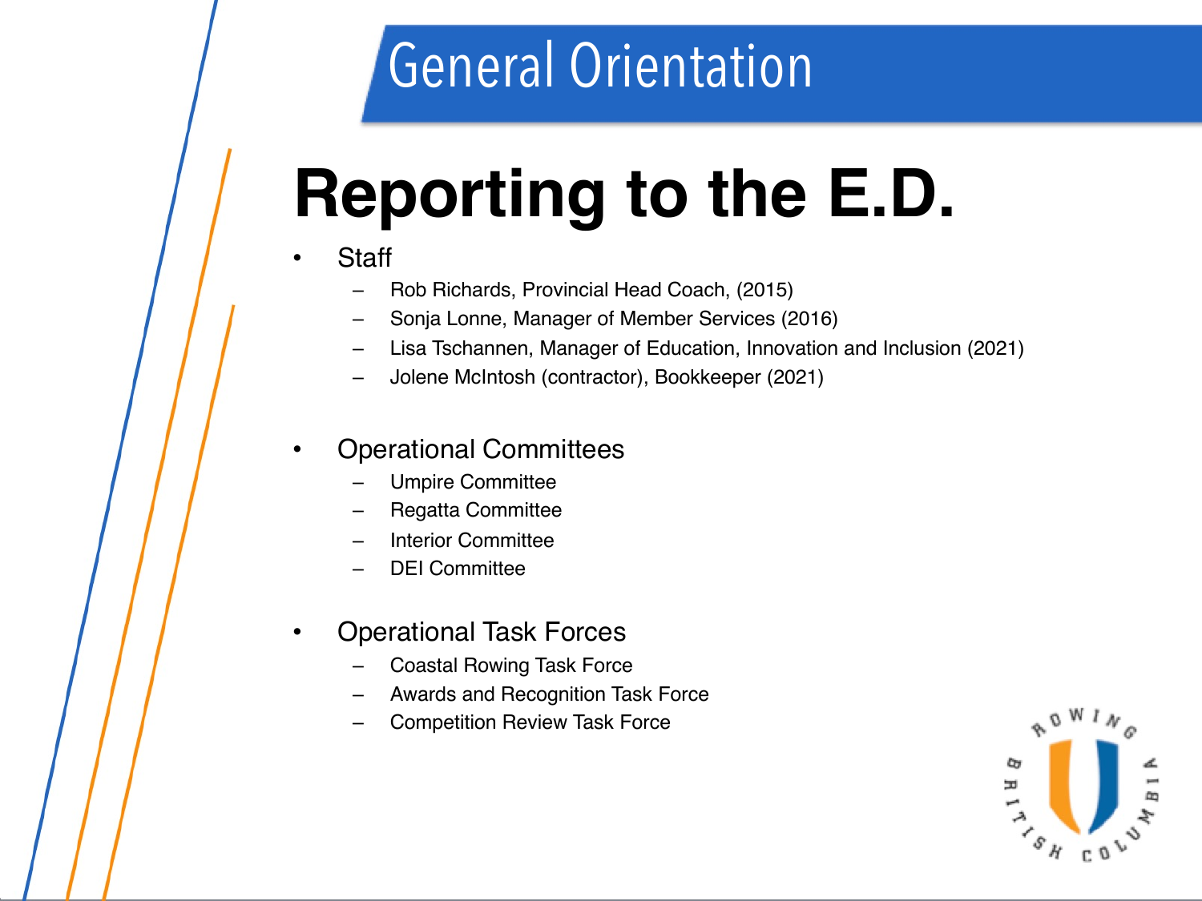## General Orientation

# Reporting to the E.D.

- Staff
  - Rob Richards, Provincial Head Coach, (2015)
  - Sonja Lonne, Manager of Member Services (2016)
  - Lisa Tschannen, Manager of Education, Innovation and Inclusion (2021)
  - Jolene McIntosh (contractor), Bookkeeper (2021)

- Operational Committees
  - Umpire Committee
  - Regatta Committee
  - Interior Committee
  - DEI Committee

- Operational Task Forces
  - Coastal Rowing Task Force
  - Awards and Recognition Task Force
  - Competition Review Task Force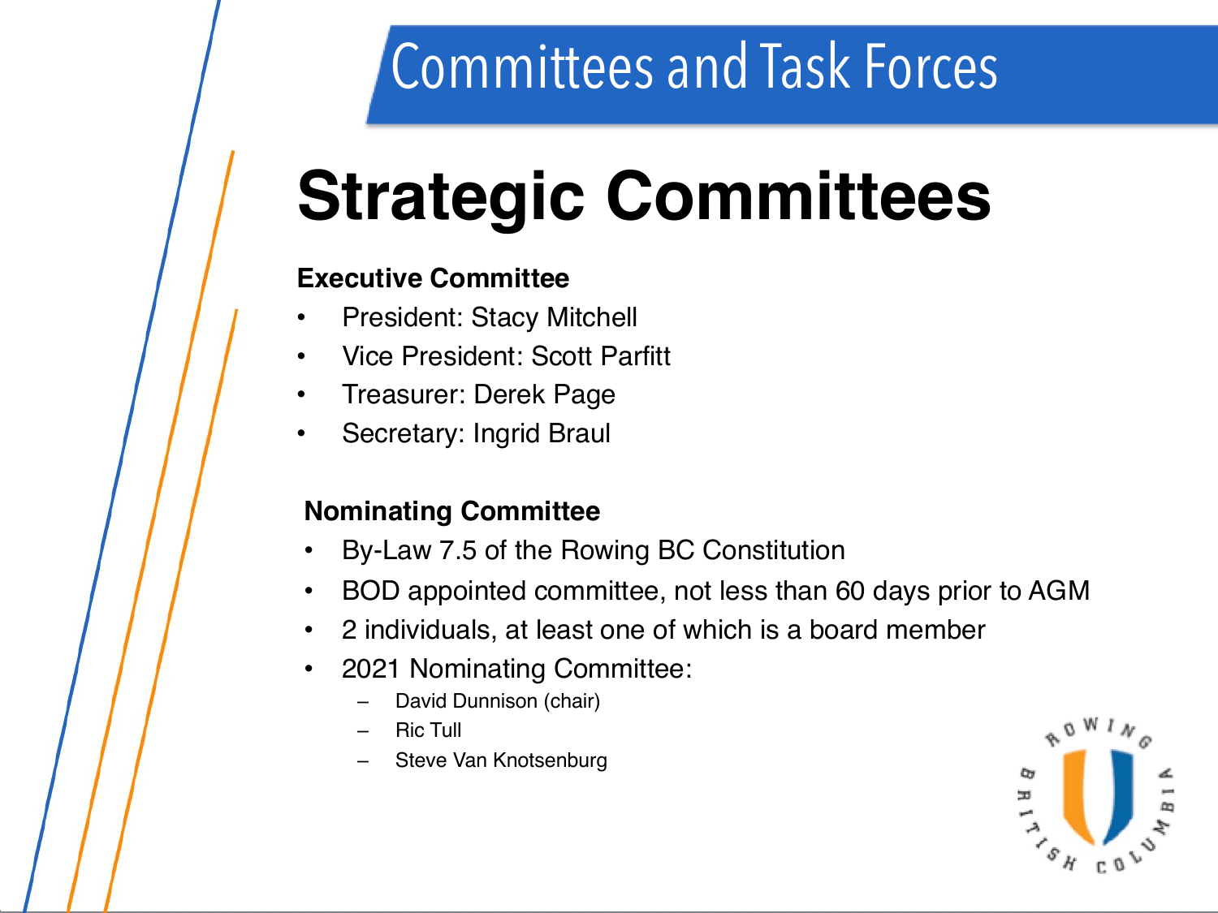# Committees and Task Forces

## Strategic Committees

**Executive Committee**

- President: Stacy Mitchell
- Vice President: Scott Parfitt
- Treasurer: Derek Page
- Secretary: Ingrid Braul

**Nominating Committee**

- By-Law 7.5 of the Rowing BC Constitution
- BOD appointed committee, not less than 60 days prior to AGM
- 2 individuals, at least one of which is a board member
- 2021 Nominating Committee:
  - David Dunnison (chair)
  - Ric Tull
  - Steve Van Knotsenburg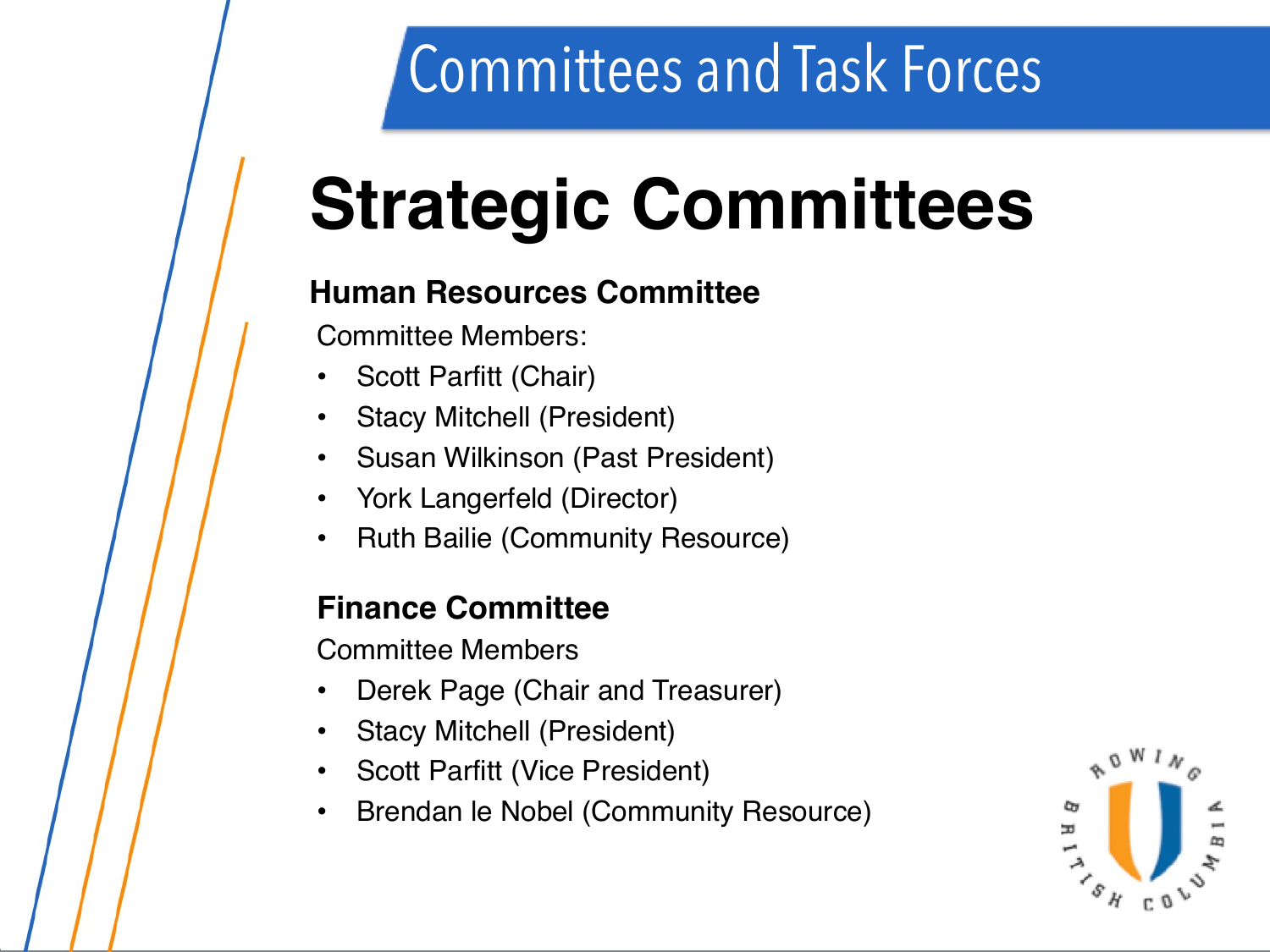# Committees and Task Forces

## Strategic Committees

### Human Resources Committee

Committee Members:

- Scott Parfitt (Chair)
- Stacy Mitchell (President)
- Susan Wilkinson (Past President)
- York Langerfeld (Director)
- Ruth Bailie (Community Resource)

### Finance Committee

Committee Members

- Derek Page (Chair and Treasurer)
- Stacy Mitchell (President)
- Scott Parfitt (Vice President)
- Brendan le Nobel (Community Resource)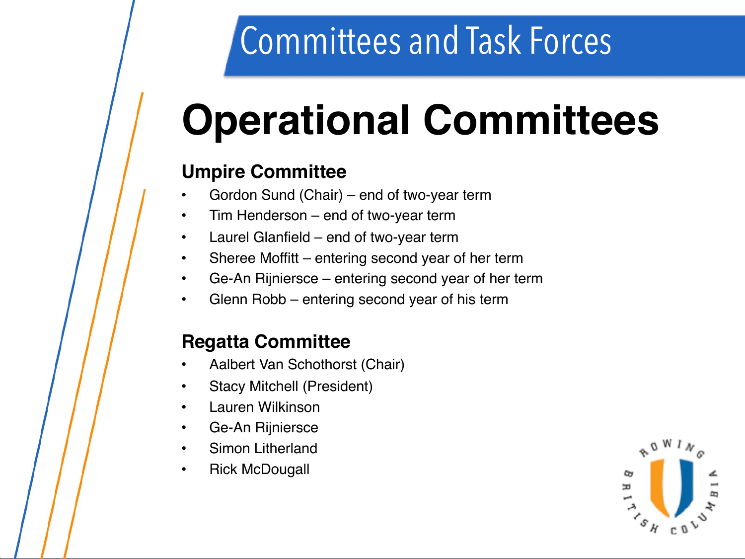# Committees and Task Forces

## Operational Committees

### Umpire Committee

- Gordon Sund (Chair) – end of two-year term
- Tim Henderson – end of two-year term
- Laurel Glanfield – end of two-year term
- Sheree Moffitt – entering second year of her term
- Ge-An Rijniersce – entering second year of her term
- Glenn Robb – entering second year of his term

### Regatta Committee

- Aalbert Van Schothorst (Chair)
- Stacy Mitchell (President)
- Lauren Wilkinson
- Ge-An Rijniersce
- Simon Litherland
- Rick McDougall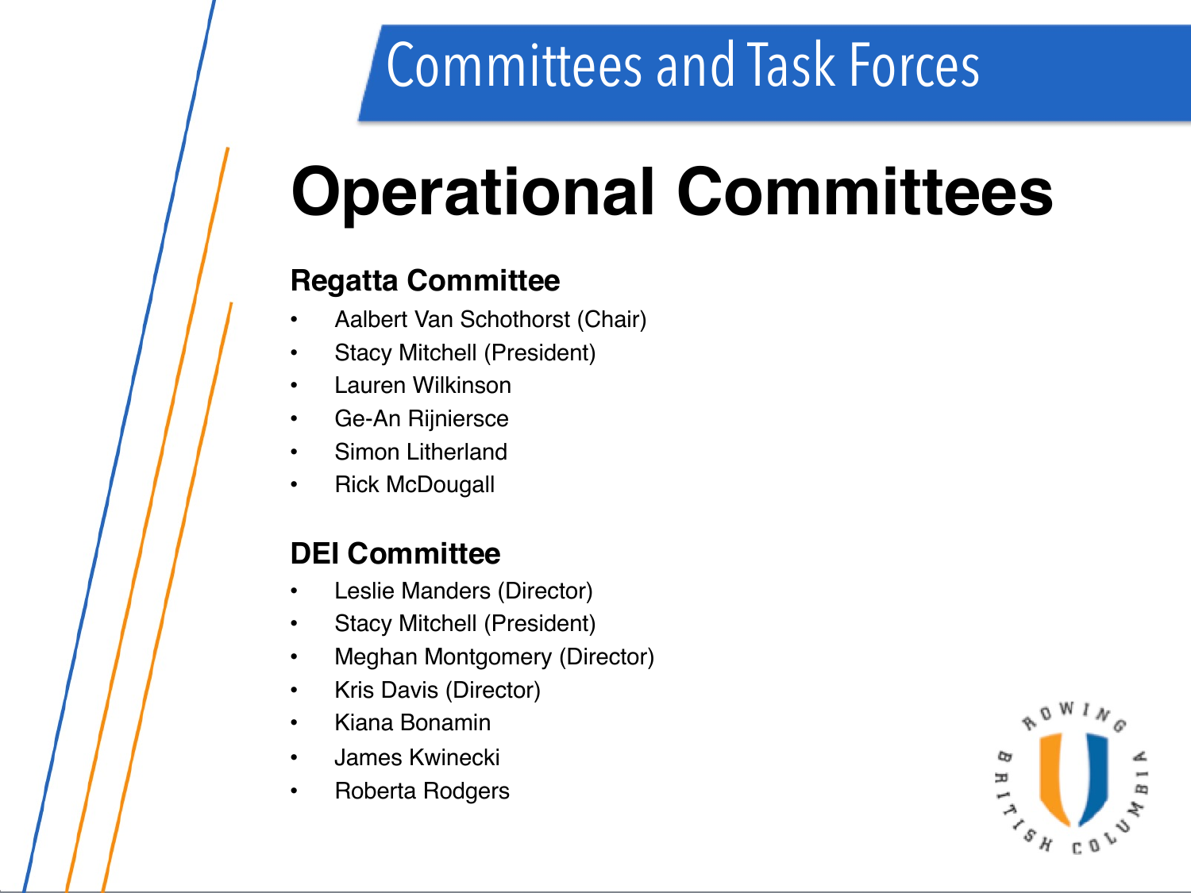# Committees and Task Forces

## Operational Committees

### Regatta Committee

- Aalbert Van Schothorst (Chair)
- Stacy Mitchell (President)
- Lauren Wilkinson
- Ge-An Rijnierse
- Simon Litherland
- Rick McDougall

### DEI Committee

- Leslie Manders (Director)
- Stacy Mitchell (President)
- Meghan Montgomery (Director)
- Kris Davis (Director)
- Kiana Bonamin
- James Kwinecki
- Roberta Rodgers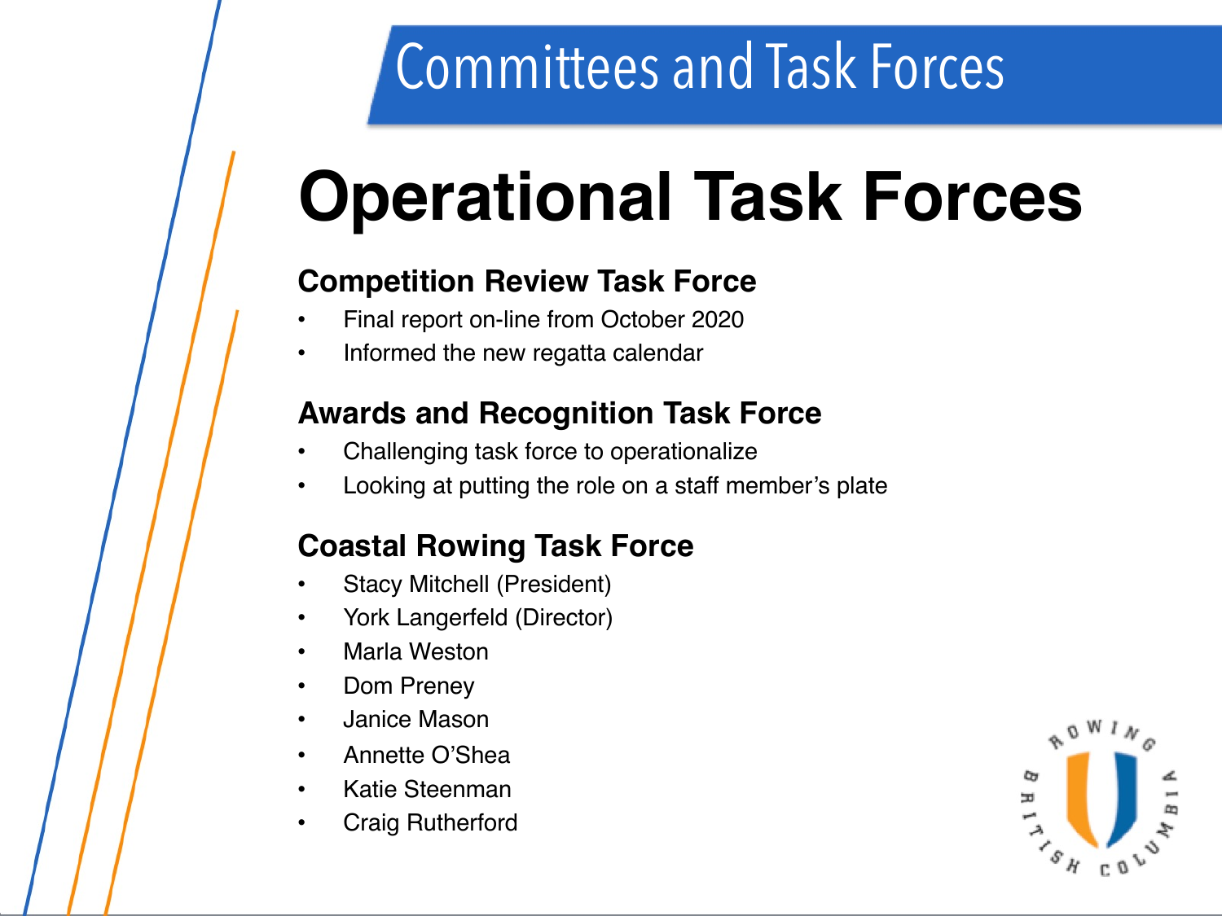# Committees and Task Forces

## Operational Task Forces

### Competition Review Task Force

- Final report on-line from October 2020
- Informed the new regatta calendar

### Awards and Recognition Task Force

- Challenging task force to operationalize
- Looking at putting the role on a staff member's plate

### Coastal Rowing Task Force

- Stacy Mitchell (President)
- York Langerfeld (Director)
- Marla Weston
- Dom Preney
- Janice Mason
- Annette O'Shea
- Katie Steenman
- Craig Rutherford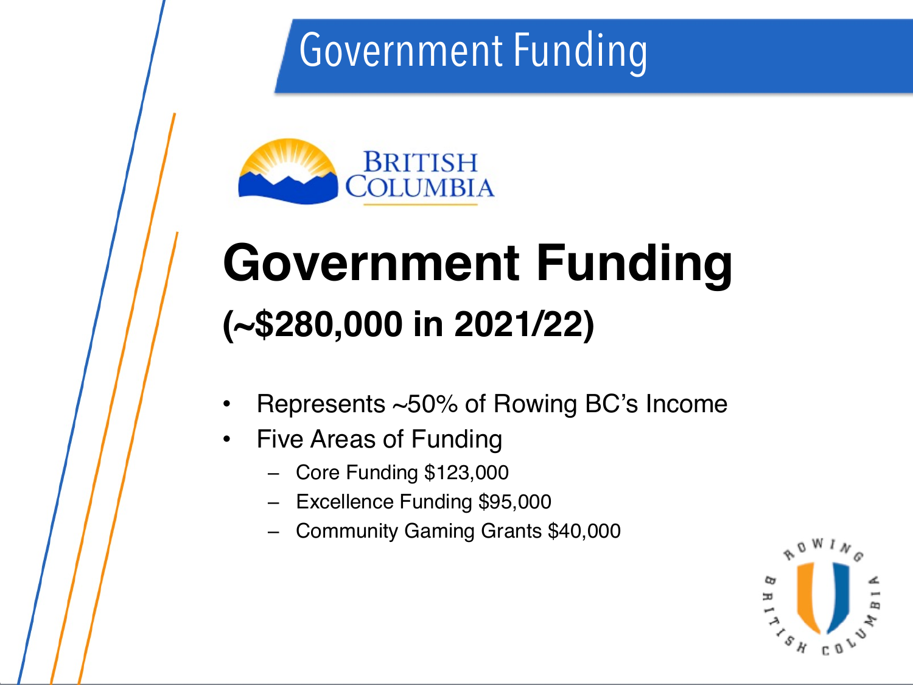# Government Funding

## Government Funding

### (~$280,000 in 2021/22)

- Represents ~50% of Rowing BC's Income
- Five Areas of Funding
  - Core Funding $123,000
  - Excellence Funding $95,000
  - Community Gaming Grants $40,000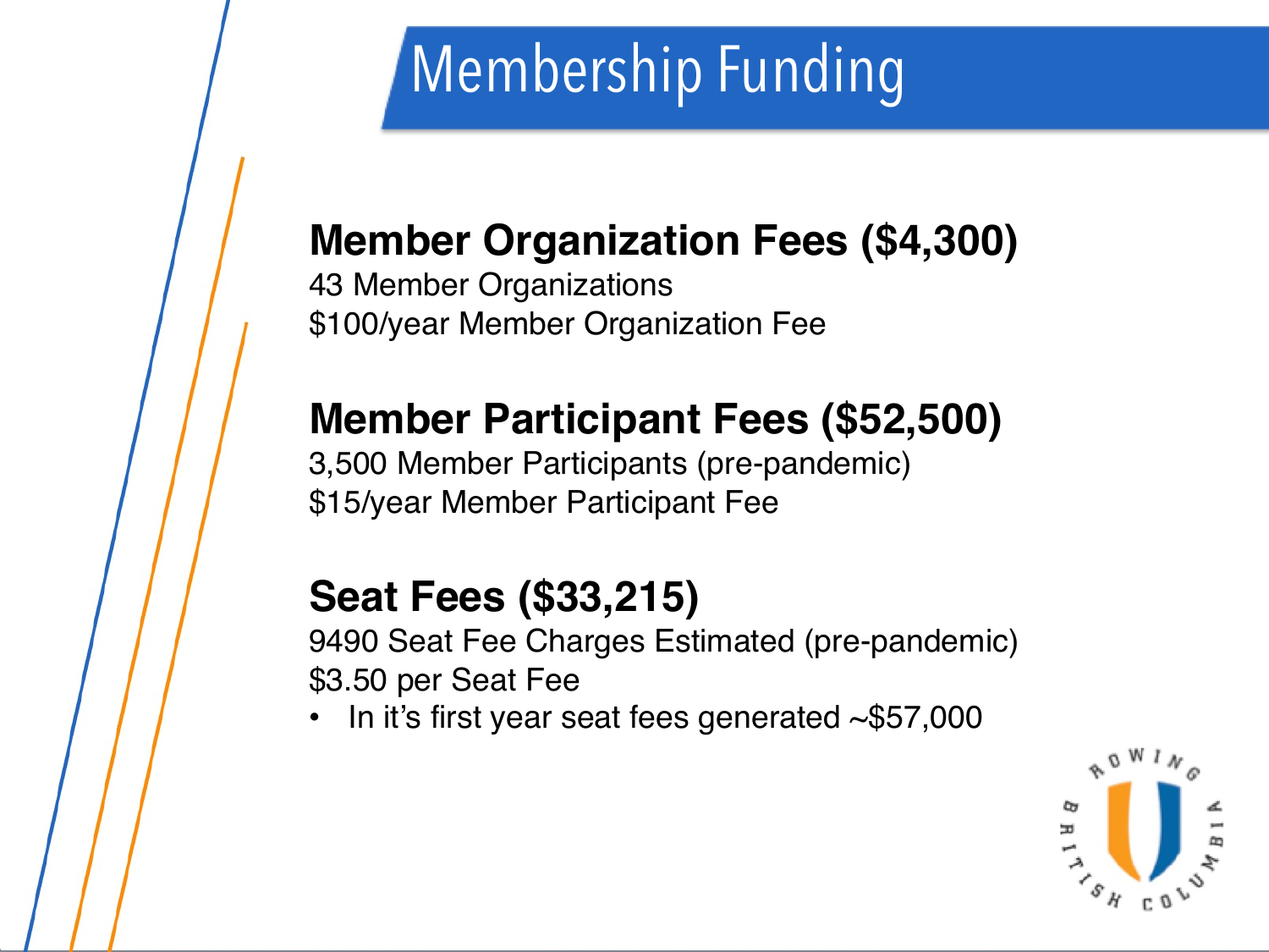# Membership Funding

## Member Organization Fees ($4,300)

43 Member Organizations
$100/year Member Organization Fee

## Member Participant Fees ($52,500)

3,500 Member Participants (pre-pandemic)
$15/year Member Participant Fee

## Seat Fees ($33,215)

9490 Seat Fee Charges Estimated (pre-pandemic)
$3.50 per Seat Fee

- In it's first year seat fees generated ~$57,000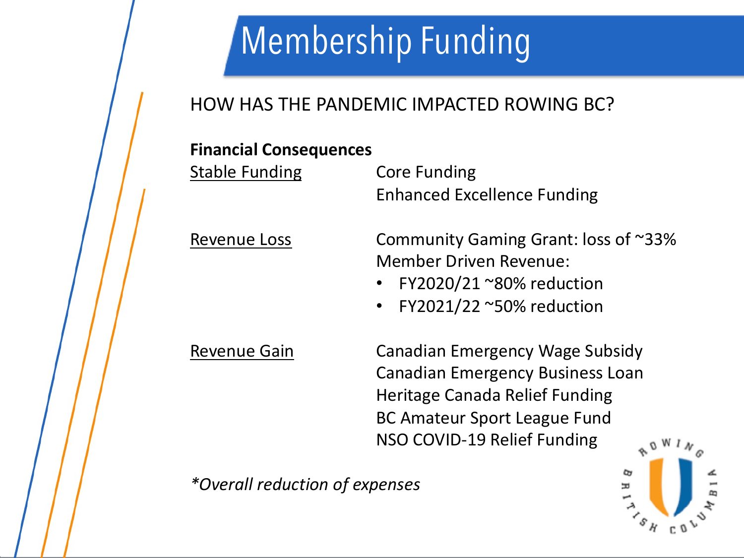# Membership Funding

HOW HAS THE PANDEMIC IMPACTED ROWING BC?

**Financial Consequences**

| | |
|---|---|
| Stable Funding | Core Funding<br>Enhanced Excellence Funding |
| Revenue Loss | Community Gaming Grant: loss of ~33%<br>Member Driven Revenue:<br>• FY2020/21 ~80% reduction<br>• FY2021/22 ~50% reduction |
| Revenue Gain | Canadian Emergency Wage Subsidy<br>Canadian Emergency Business Loan<br>Heritage Canada Relief Funding<br>BC Amateur Sport League Fund<br>NSO COVID-19 Relief Funding |

*\*Overall reduction of expenses*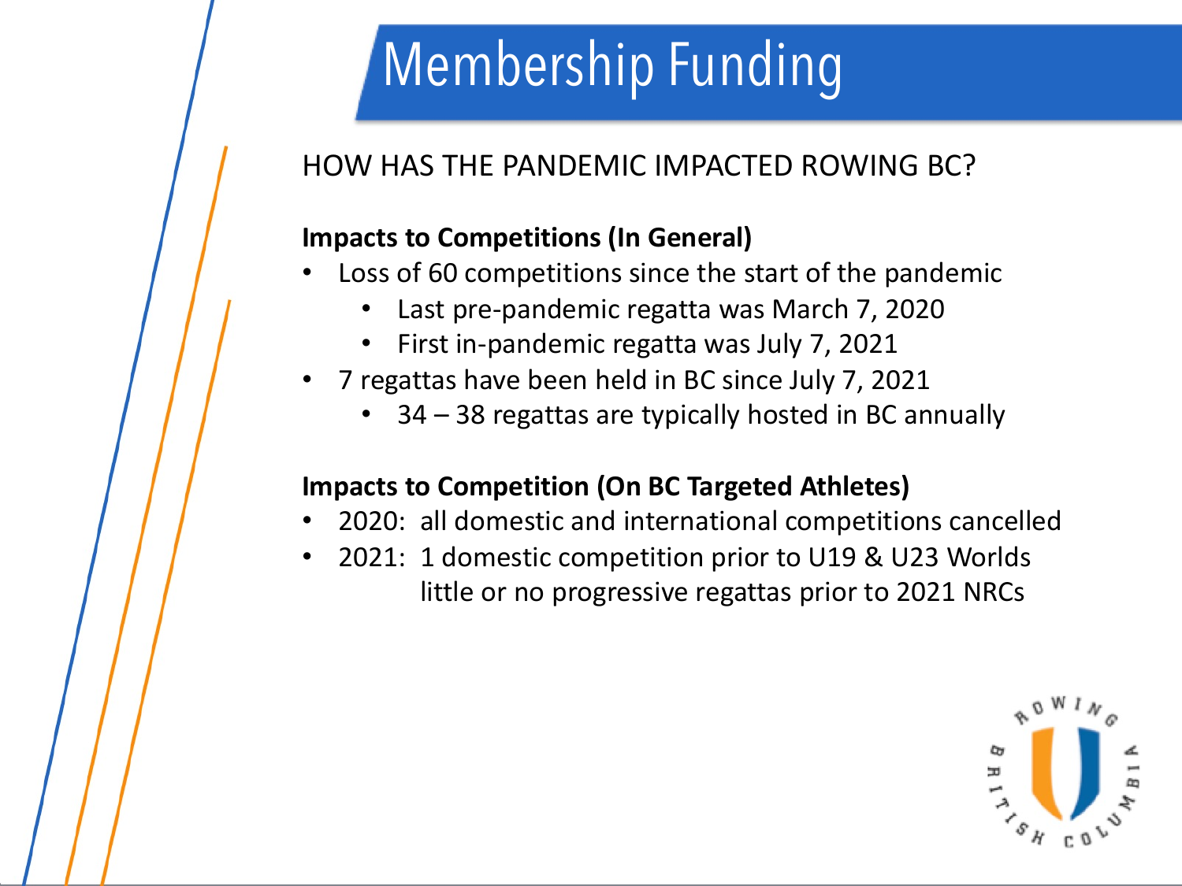# Membership Funding

HOW HAS THE PANDEMIC IMPACTED ROWING BC?

**Impacts to Competitions (In General)**

- Loss of 60 competitions since the start of the pandemic
  - Last pre-pandemic regatta was March 7, 2020
  - First in-pandemic regatta was July 7, 2021
- 7 regattas have been held in BC since July 7, 2021
  - 34 – 38 regattas are typically hosted in BC annually

**Impacts to Competition (On BC Targeted Athletes)**

- 2020: all domestic and international competitions cancelled
- 2021: 1 domestic competition prior to U19 & U23 Worlds
  little or no progressive regattas prior to 2021 NRCs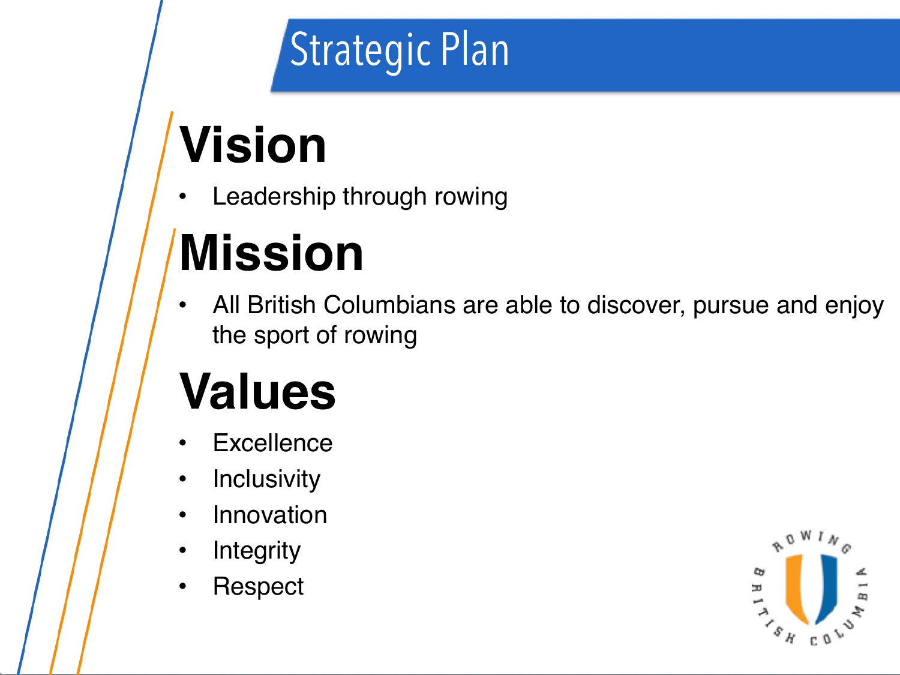# Strategic Plan

## Vision

- Leadership through rowing

## Mission

- All British Columbians are able to discover, pursue and enjoy the sport of rowing

## Values

- Excellence
- Inclusivity
- Innovation
- Integrity
- Respect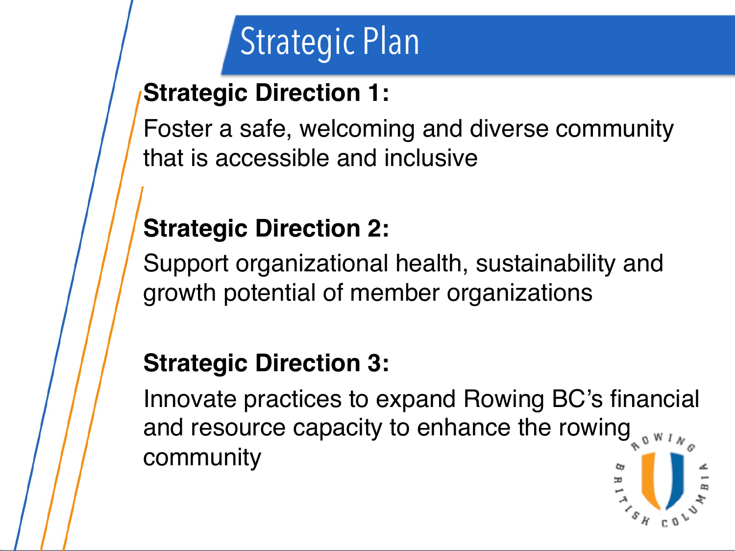# Strategic Plan

**Strategic Direction 1:**

Foster a safe, welcoming and diverse community that is accessible and inclusive

**Strategic Direction 2:**

Support organizational health, sustainability and growth potential of member organizations

**Strategic Direction 3:**

Innovate practices to expand Rowing BC's financial and resource capacity to enhance the rowing community